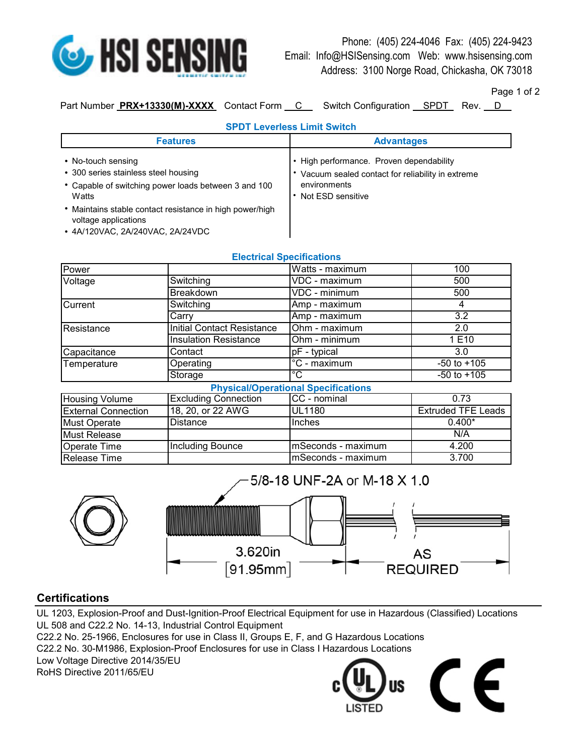# HSI SENSING

Phone: (405) 224-4046 Fax: (405) 224-9423
Email: Info@HSISensing.com Web: www.hsisensing.com
Address: 3100 Norge Road, Chickasha, OK 73018

Part Number **PRX+13330(M)-XXXX** Contact Form C Switch Configuration SPDT Rev. D

## SPDT Leverless Limit Switch

| Features | Advantages |
|---|---|
| • No-touch sensing<br>• 300 series stainless steel housing<br>• Capable of switching power loads between 3 and 100 Watts<br>• Maintains stable contact resistance in high power/high voltage applications<br>• 4A/120VAC, 2A/240VAC, 2A/24VDC | • High performance. Proven dependability<br>• Vacuum sealed contact for reliability in extreme environments<br>• Not ESD sensitive |

### Electrical Specifications

| | | | |
|---|---|---|---|
| Power | | Watts - maximum | 100 |
| Voltage | Switching | VDC - maximum | 500 |
| | Breakdown | VDC - minimum | 500 |
| Current | Switching | Amp - maximum | 4 |
| | Carry | Amp - maximum | 3.2 |
| Resistance | Initial Contact Resistance | Ohm - maximum | 2.0 |
| | Insulation Resistance | Ohm - minimum | 1 E10 |
| Capacitance | Contact | pF - typical | 3.0 |
| Temperature | Operating | °C - maximum | -50 to +105 |
| | Storage | °C | -50 to +105 |

### Physical/Operational Specifications

| | | | |
|---|---|---|---|
| Housing Volume | Excluding Connection | CC - nominal | 0.73 |
| External Connection | 18, 20, or 22 AWG | UL1180 | Extruded TFE Leads |
| Must Operate | Distance | Inches | 0.400* |
| Must Release | | | N/A |
| Operate Time | Including Bounce | mSeconds - maximum | 4.200 |
| Release Time | | mSeconds - maximum | 3.700 |

5/8-18 UNF-2A or M-18 X 1.0

3.620in [91.95mm]

AS REQUIRED

## Certifications

UL 1203, Explosion-Proof and Dust-Ignition-Proof Electrical Equipment for use in Hazardous (Classified) Locations
UL 508 and C22.2 No. 14-13, Industrial Control Equipment
C22.2 No. 25-1966, Enclosures for use in Class II, Groups E, F, and G Hazardous Locations
C22.2 No. 30-M1986, Explosion-Proof Enclosures for use in Class I Hazardous Locations
Low Voltage Directive 2014/35/EU
RoHS Directive 2011/65/EU

c UL us LISTED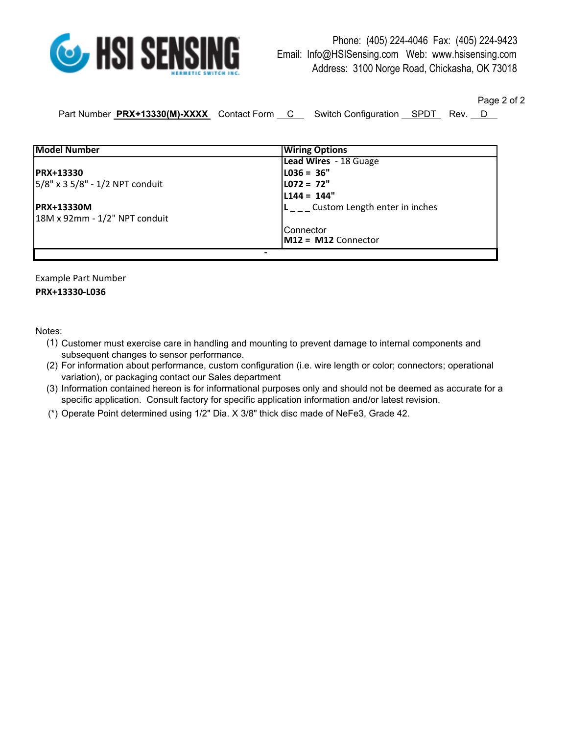HSI SENSING
HERMETIC SWITCH INC.

Phone: (405) 224-4046 Fax: (405) 224-9423
Email: Info@HSISensing.com Web: www.hsisensing.com
Address: 3100 Norge Road, Chickasha, OK 73018

Part Number **PRX+13330(M)-XXXX** Contact Form C Switch Configuration SPDT Rev. D

| Model Number | Wiring Options |
|---|---|
| **PRX+13330**<br>5/8" x 3 5/8" - 1/2 NPT conduit<br><br>**PRX+13330M**<br>18M x 92mm - 1/2" NPT conduit | **Lead Wires** - 18 Guage<br>**L036 = 36"**<br>**L072 = 72"**<br>**L144 = 144"**<br>**L _ _ _** Custom Length enter in inches<br><br>Connector<br>**M12 =** M12 Connector |
| - | |

Example Part Number
**PRX+13330-L036**

Notes:

(1) Customer must exercise care in handling and mounting to prevent damage to internal components and subsequent changes to sensor performance.
(2) For information about performance, custom configuration (i.e. wire length or color; connectors; operational variation), or packaging contact our Sales department
(3) Information contained hereon is for informational purposes only and should not be deemed as accurate for a specific application. Consult factory for specific application information and/or latest revision.
(*) Operate Point determined using 1/2" Dia. X 3/8" thick disc made of NeFe3, Grade 42.